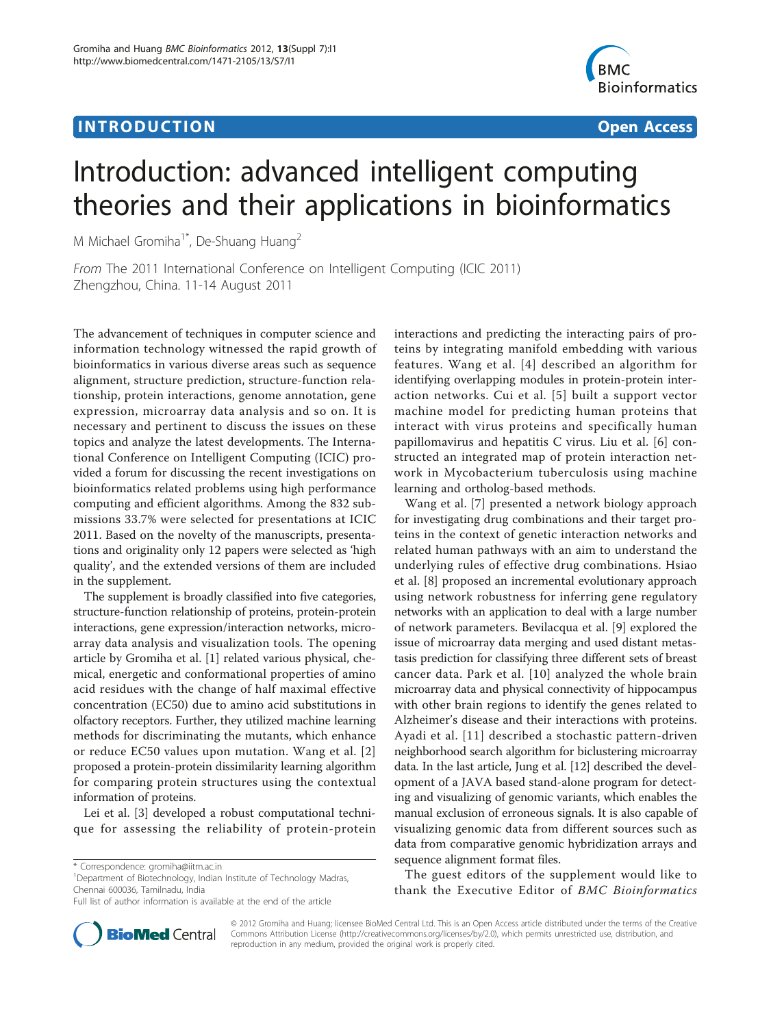**INTRODUCTION** **Open Access**

# Introduction: advanced intelligent computing theories and their applications in bioinformatics

M Michael Gromiha[1*], De-Shuang Huang[2]

*From* The 2011 International Conference on Intelligent Computing (ICIC 2011)
Zhengzhou, China. 11-14 August 2011

The advancement of techniques in computer science and information technology witnessed the rapid growth of bioinformatics in various diverse areas such as sequence alignment, structure prediction, structure-function relationship, protein interactions, genome annotation, gene expression, microarray data analysis and so on. It is necessary and pertinent to discuss the issues on these topics and analyze the latest developments. The International Conference on Intelligent Computing (ICIC) provided a forum for discussing the recent investigations on bioinformatics related problems using high performance computing and efficient algorithms. Among the 832 submissions 33.7% were selected for presentations at ICIC 2011. Based on the novelty of the manuscripts, presentations and originality only 12 papers were selected as 'high quality', and the extended versions of them are included in the supplement.

The supplement is broadly classified into five categories, structure-function relationship of proteins, protein-protein interactions, gene expression/interaction networks, microarray data analysis and visualization tools. The opening article by Gromiha et al. [1] related various physical, chemical, energetic and conformational properties of amino acid residues with the change of half maximal effective concentration (EC50) due to amino acid substitutions in olfactory receptors. Further, they utilized machine learning methods for discriminating the mutants, which enhance or reduce EC50 values upon mutation. Wang et al. [2] proposed a protein-protein dissimilarity learning algorithm for comparing protein structures using the contextual information of proteins.

Lei et al. [3] developed a robust computational technique for assessing the reliability of protein-protein interactions and predicting the interacting pairs of proteins by integrating manifold embedding with various features. Wang et al. [4] described an algorithm for identifying overlapping modules in protein-protein interaction networks. Cui et al. [5] built a support vector machine model for predicting human proteins that interact with virus proteins and specifically human papillomavirus and hepatitis C virus. Liu et al. [6] constructed an integrated map of protein interaction network in Mycobacterium tuberculosis using machine learning and ortholog-based methods.

Wang et al. [7] presented a network biology approach for investigating drug combinations and their target proteins in the context of genetic interaction networks and related human pathways with an aim to understand the underlying rules of effective drug combinations. Hsiao et al. [8] proposed an incremental evolutionary approach using network robustness for inferring gene regulatory networks with an application to deal with a large number of network parameters. Bevilacqua et al. [9] explored the issue of microarray data merging and used distant metastasis prediction for classifying three different sets of breast cancer data. Park et al. [10] analyzed the whole brain microarray data and physical connectivity of hippocampus with other brain regions to identify the genes related to Alzheimer's disease and their interactions with proteins. Ayadi et al. [11] described a stochastic pattern-driven neighborhood search algorithm for biclustering microarray data. In the last article, Jung et al. [12] described the development of a JAVA based stand-alone program for detecting and visualizing of genomic variants, which enables the manual exclusion of erroneous signals. It is also capable of visualizing genomic data from different sources such as data from comparative genomic hybridization arrays and sequence alignment format files.

The guest editors of the supplement would like to thank the Executive Editor of *BMC Bioinformatics*

\* Correspondence: gromiha@iitm.ac.in
[1]Department of Biotechnology, Indian Institute of Technology Madras, Chennai 600036, Tamilnadu, India
Full list of author information is available at the end of the article

© 2012 Gromiha and Huang; licensee BioMed Central Ltd. This is an Open Access article distributed under the terms of the Creative Commons Attribution License (http://creativecommons.org/licenses/by/2.0), which permits unrestricted use, distribution, and reproduction in any medium, provided the original work is properly cited.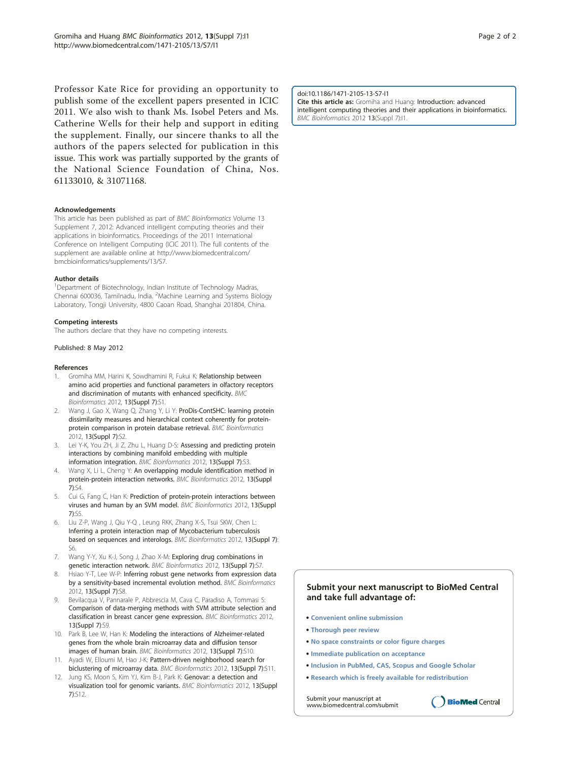Professor Kate Rice for providing an opportunity to publish some of the excellent papers presented in ICIC 2011. We also wish to thank Ms. Isobel Peters and Ms. Catherine Wells for their help and support in editing the supplement. Finally, our sincere thanks to all the authors of the papers selected for publication in this issue. This work was partially supported by the grants of the National Science Foundation of China, Nos. 61133010, & 31071168.

#### Acknowledgements

This article has been published as part of *BMC Bioinformatics* Volume 13 Supplement 7, 2012: Advanced intelligent computing theories and their applications in bioinformatics. Proceedings of the 2011 International Conference on Intelligent Computing (ICIC 2011). The full contents of the supplement are available online at http://www.biomedcentral.com/bmcbioinformatics/supplements/13/S7.

#### Author details

[1]Department of Biotechnology, Indian Institute of Technology Madras, Chennai 600036, Tamilnadu, India. [2]Machine Learning and Systems Biology Laboratory, Tongji University, 4800 Caoan Road, Shanghai 201804, China.

#### Competing interests

The authors declare that they have no competing interests.

Published: 8 May 2012

#### References

1. Gromiha MM, Harini K, Sowdhamini R, Fukui K: **Relationship between amino acid properties and functional parameters in olfactory receptors and discrimination of mutants with enhanced specificity.** *BMC Bioinformatics* 2012, **13(Suppl 7)**:S1.
2. Wang J, Gao X, Wang Q, Zhang Y, Li Y: **ProDis-ContSHC: learning protein dissimilarity measures and hierarchical context coherently for protein-protein comparison in protein database retrieval.** *BMC Bioinformatics* 2012, **13(Suppl 7)**:S2.
3. Lei Y-K, You ZH, Ji Z, Zhu L, Huang D-S: **Assessing and predicting protein interactions by combining manifold embedding with multiple information integration.** *BMC Bioinformatics* 2012, **13(Suppl 7)**:S3.
4. Wang X, Li L, Cheng Y: **An overlapping module identification method in protein-protein interaction networks.** *BMC Bioinformatics* 2012, **13(Suppl 7)**:S4.
5. Cui G, Fang C, Han K: **Prediction of protein-protein interactions between viruses and human by an SVM model.** *BMC Bioinformatics* 2012, **13(Suppl 7)**:S5.
6. Liu Z-P, Wang J, Qiu Y-Q , Leung RKK, Zhang X-S, Tsui SKW, Chen L: **Inferring a protein interaction map of Mycobacterium tuberculosis based on sequences and interologs.** *BMC Bioinformatics* 2012, **13(Suppl 7)**: S6.
7. Wang Y-Y, Xu K-J, Song J, Zhao X-M: **Exploring drug combinations in genetic interaction network.** *BMC Bioinformatics* 2012, **13(Suppl 7)**:S7.
8. Hsiao Y-T, Lee W-P: **Inferring robust gene networks from expression data by a sensitivity-based incremental evolution method.** *BMC Bioinformatics* 2012, **13(Suppl 7)**:S8.
9. Bevilacqua V, Pannarale P, Abbrescia M, Cava C, Paradiso A, Tommasi S: **Comparison of data-merging methods with SVM attribute selection and classification in breast cancer gene expression.** *BMC Bioinformatics* 2012, **13(Suppl 7)**:S9.
10. Park B, Lee W, Han K: **Modeling the interactions of Alzheimer-related genes from the whole brain microarray data and diffusion tensor images of human brain.** *BMC Bioinformatics* 2012, **13(Suppl 7)**:S10.
11. Ayadi W, Elloumi M, Hao J-K: **Pattern-driven neighborhood search for biclustering of microarray data.** *BMC Bioinformatics* 2012, **13(Suppl 7)**:S11.
12. Jung KS, Moon S, Kim YJ, Kim B-J, Park K: **Genovar: a detection and visualization tool for genomic variants.** *BMC Bioinformatics* 2012, **13(Suppl 7)**:S12.

doi:10.1186/1471-2105-13-S7-I1
**Cite this article as:** Gromiha and Huang: **Introduction: advanced intelligent computing theories and their applications in bioinformatics.** *BMC Bioinformatics* 2012 **13**(Suppl 7):I1.

**Submit your next manuscript to BioMed Central and take full advantage of:**

- **Convenient online submission**
- **Thorough peer review**
- **No space constraints or color figure charges**
- **Immediate publication on acceptance**
- **Inclusion in PubMed, CAS, Scopus and Google Scholar**
- **Research which is freely available for redistribution**

Submit your manuscript at
www.biomedcentral.com/submit

BioMed Central